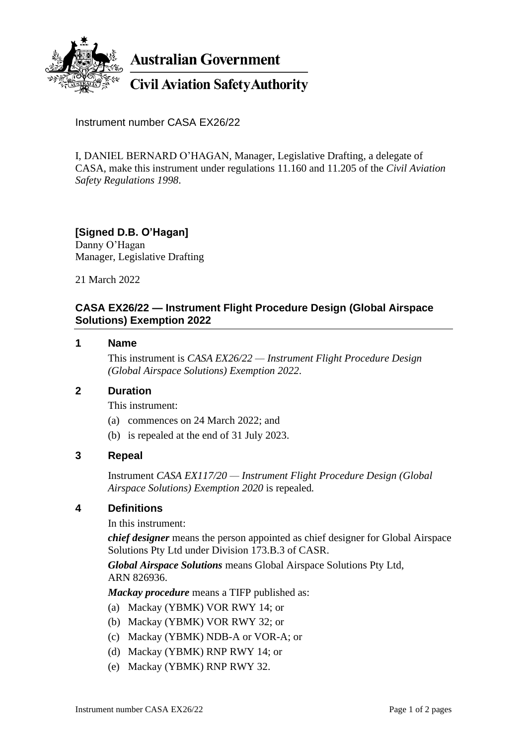**Australian Government**

**Civil Aviation Safety Authority**

Instrument number CASA EX26/22

I, DANIEL BERNARD O'HAGAN, Manager, Legislative Drafting, a delegate of CASA, make this instrument under regulations 11.160 and 11.205 of the *Civil Aviation Safety Regulations 1998*.

**[Signed D.B. O'Hagan]**
Danny O'Hagan
Manager, Legislative Drafting

21 March 2022

## CASA EX26/22 — Instrument Flight Procedure Design (Global Airspace Solutions) Exemption 2022

### 1 Name

This instrument is *CASA EX26/22 — Instrument Flight Procedure Design (Global Airspace Solutions) Exemption 2022*.

### 2 Duration

This instrument:

(a) commences on 24 March 2022; and

(b) is repealed at the end of 31 July 2023.

### 3 Repeal

Instrument *CASA EX117/20 — Instrument Flight Procedure Design (Global Airspace Solutions) Exemption 2020* is repealed.

### 4 Definitions

In this instrument:

***chief designer*** means the person appointed as chief designer for Global Airspace Solutions Pty Ltd under Division 173.B.3 of CASR.

***Global Airspace Solutions*** means Global Airspace Solutions Pty Ltd, ARN 826936.

***Mackay procedure*** means a TIFP published as:

(a) Mackay (YBMK) VOR RWY 14; or

(b) Mackay (YBMK) VOR RWY 32; or

(c) Mackay (YBMK) NDB-A or VOR-A; or

(d) Mackay (YBMK) RNP RWY 14; or

(e) Mackay (YBMK) RNP RWY 32.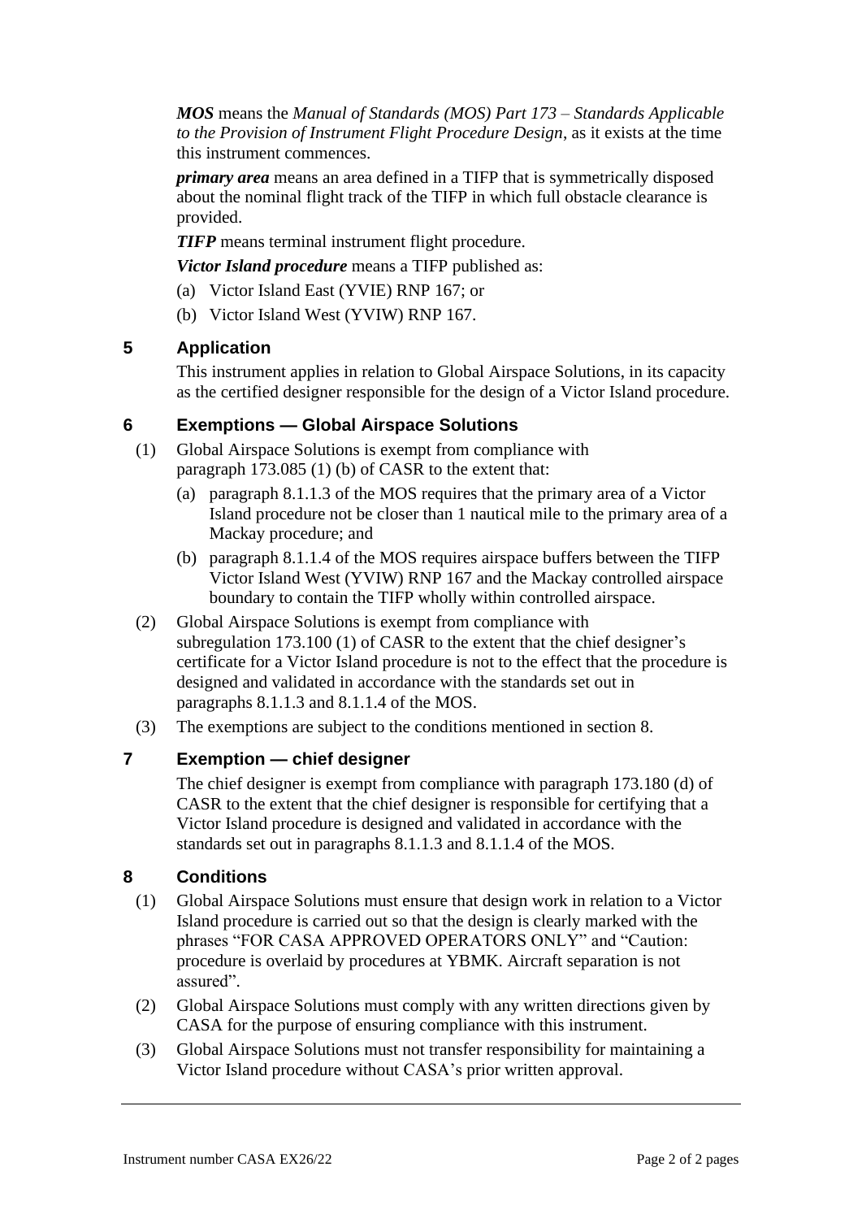***MOS*** means the *Manual of Standards (MOS) Part 173 – Standards Applicable to the Provision of Instrument Flight Procedure Design*, as it exists at the time this instrument commences.

***primary area*** means an area defined in a TIFP that is symmetrically disposed about the nominal flight track of the TIFP in which full obstacle clearance is provided.

***TIFP*** means terminal instrument flight procedure.

***Victor Island procedure*** means a TIFP published as:

(a) Victor Island East (YVIE) RNP 167; or

(b) Victor Island West (YVIW) RNP 167.

## 5 Application

This instrument applies in relation to Global Airspace Solutions, in its capacity as the certified designer responsible for the design of a Victor Island procedure.

## 6 Exemptions — Global Airspace Solutions

(1) Global Airspace Solutions is exempt from compliance with paragraph 173.085 (1) (b) of CASR to the extent that:

(a) paragraph 8.1.1.3 of the MOS requires that the primary area of a Victor Island procedure not be closer than 1 nautical mile to the primary area of a Mackay procedure; and

(b) paragraph 8.1.1.4 of the MOS requires airspace buffers between the TIFP Victor Island West (YVIW) RNP 167 and the Mackay controlled airspace boundary to contain the TIFP wholly within controlled airspace.

(2) Global Airspace Solutions is exempt from compliance with subregulation 173.100 (1) of CASR to the extent that the chief designer's certificate for a Victor Island procedure is not to the effect that the procedure is designed and validated in accordance with the standards set out in paragraphs 8.1.1.3 and 8.1.1.4 of the MOS.

(3) The exemptions are subject to the conditions mentioned in section 8.

## 7 Exemption — chief designer

The chief designer is exempt from compliance with paragraph 173.180 (d) of CASR to the extent that the chief designer is responsible for certifying that a Victor Island procedure is designed and validated in accordance with the standards set out in paragraphs 8.1.1.3 and 8.1.1.4 of the MOS.

## 8 Conditions

(1) Global Airspace Solutions must ensure that design work in relation to a Victor Island procedure is carried out so that the design is clearly marked with the phrases "FOR CASA APPROVED OPERATORS ONLY" and "Caution: procedure is overlaid by procedures at YBMK. Aircraft separation is not assured".

(2) Global Airspace Solutions must comply with any written directions given by CASA for the purpose of ensuring compliance with this instrument.

(3) Global Airspace Solutions must not transfer responsibility for maintaining a Victor Island procedure without CASA's prior written approval.